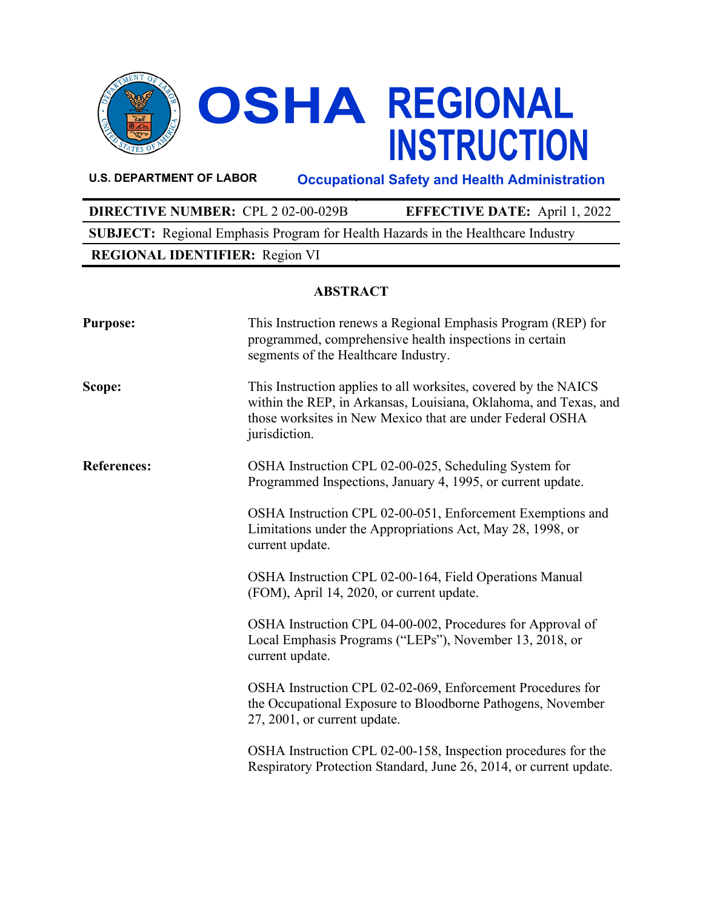# OSHA REGIONAL INSTRUCTION

**U.S. DEPARTMENT OF LABOR** — **Occupational Safety and Health Administration**

| | |
|---|---|
| **DIRECTIVE NUMBER:** CPL 2 02-00-029B | **EFFECTIVE DATE:** April 1, 2022 |
| **SUBJECT:** Regional Emphasis Program for Health Hazards in the Healthcare Industry | |
| **REGIONAL IDENTIFIER:** Region VI | |

## ABSTRACT

**Purpose:** This Instruction renews a Regional Emphasis Program (REP) for programmed, comprehensive health inspections in certain segments of the Healthcare Industry.

**Scope:** This Instruction applies to all worksites, covered by the NAICS within the REP, in Arkansas, Louisiana, Oklahoma, and Texas, and those worksites in New Mexico that are under Federal OSHA jurisdiction.

**References:** OSHA Instruction CPL 02-00-025, Scheduling System for Programmed Inspections, January 4, 1995, or current update.

OSHA Instruction CPL 02-00-051, Enforcement Exemptions and Limitations under the Appropriations Act, May 28, 1998, or current update.

OSHA Instruction CPL 02-00-164, Field Operations Manual (FOM), April 14, 2020, or current update.

OSHA Instruction CPL 04-00-002, Procedures for Approval of Local Emphasis Programs ("LEPs"), November 13, 2018, or current update.

OSHA Instruction CPL 02-02-069, Enforcement Procedures for the Occupational Exposure to Bloodborne Pathogens, November 27, 2001, or current update.

OSHA Instruction CPL 02-00-158, Inspection procedures for the Respiratory Protection Standard, June 26, 2014, or current update.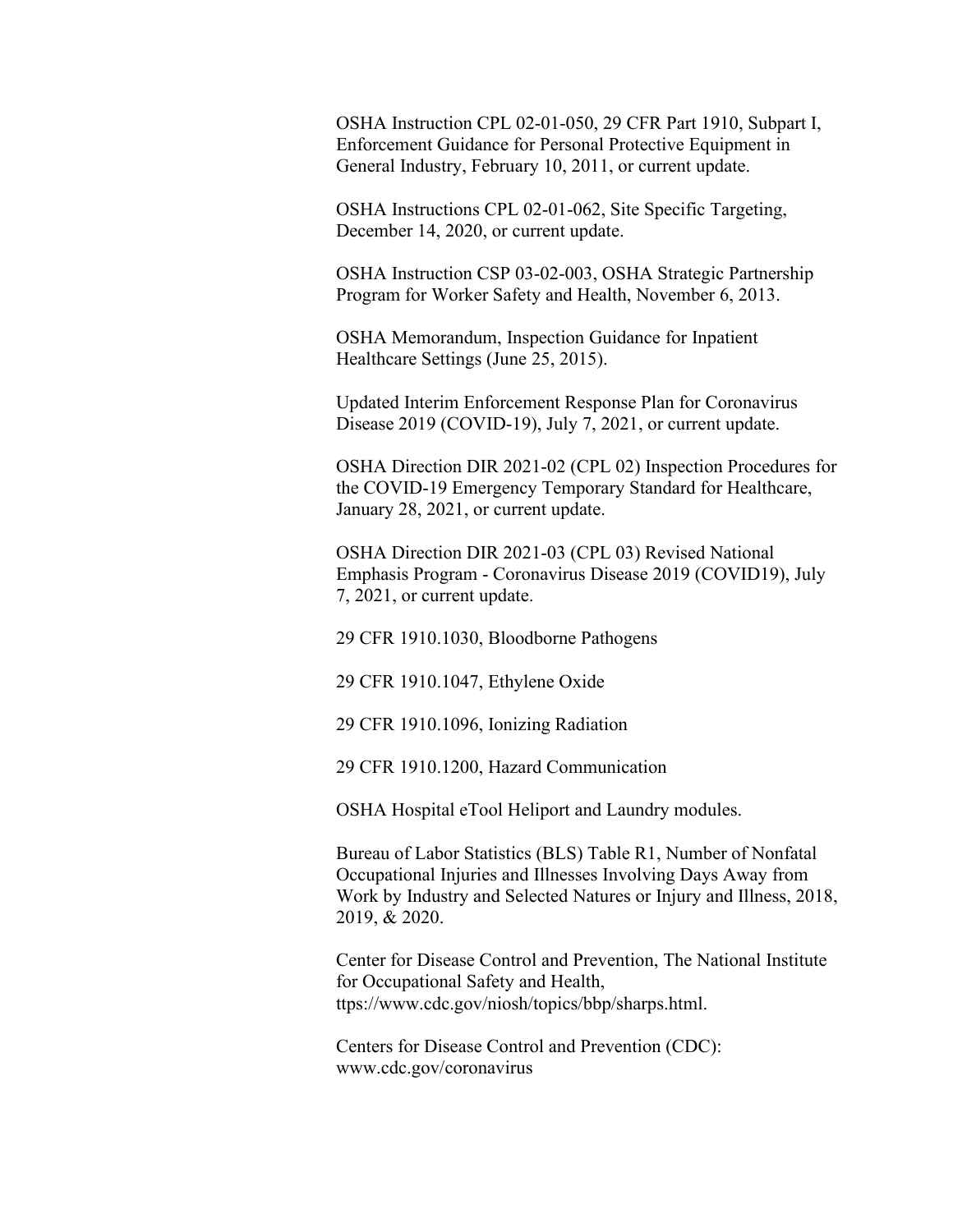OSHA Instruction CPL 02-01-050, 29 CFR Part 1910, Subpart I, Enforcement Guidance for Personal Protective Equipment in General Industry, February 10, 2011, or current update.

OSHA Instructions CPL 02-01-062, Site Specific Targeting, December 14, 2020, or current update.

OSHA Instruction CSP 03-02-003, OSHA Strategic Partnership Program for Worker Safety and Health, November 6, 2013.

OSHA Memorandum, Inspection Guidance for Inpatient Healthcare Settings (June 25, 2015).

Updated Interim Enforcement Response Plan for Coronavirus Disease 2019 (COVID-19), July 7, 2021, or current update.

OSHA Direction DIR 2021-02 (CPL 02) Inspection Procedures for the COVID-19 Emergency Temporary Standard for Healthcare, January 28, 2021, or current update.

OSHA Direction DIR 2021-03 (CPL 03) Revised National Emphasis Program - Coronavirus Disease 2019 (COVID19), July 7, 2021, or current update.

29 CFR 1910.1030, Bloodborne Pathogens

29 CFR 1910.1047, Ethylene Oxide

29 CFR 1910.1096, Ionizing Radiation

29 CFR 1910.1200, Hazard Communication

OSHA Hospital eTool Heliport and Laundry modules.

Bureau of Labor Statistics (BLS) Table R1, Number of Nonfatal Occupational Injuries and Illnesses Involving Days Away from Work by Industry and Selected Natures or Injury and Illness, 2018, 2019, & 2020.

Center for Disease Control and Prevention, The National Institute for Occupational Safety and Health, ttps://www.cdc.gov/niosh/topics/bbp/sharps.html.

Centers for Disease Control and Prevention (CDC): www.cdc.gov/coronavirus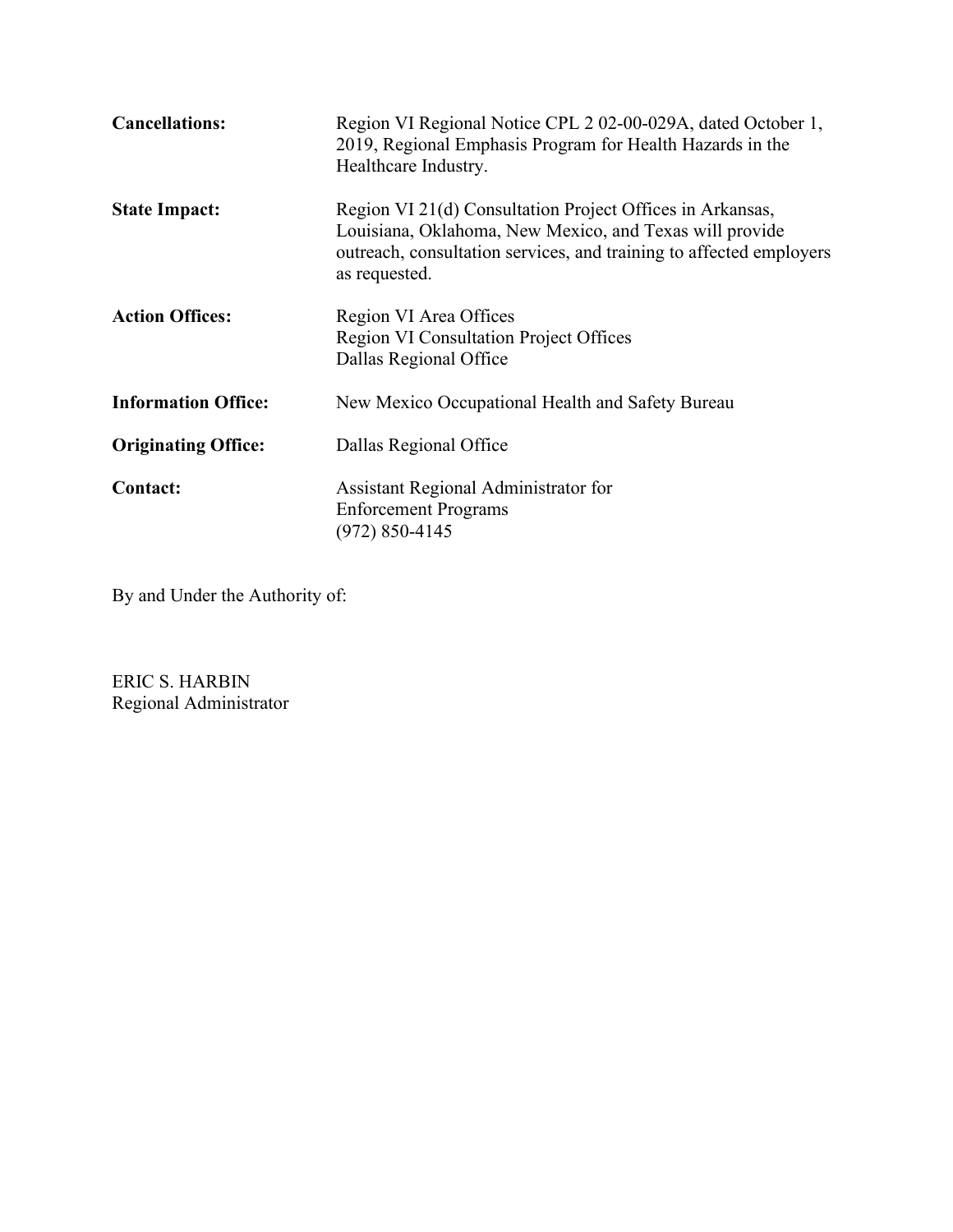**Cancellations:** Region VI Regional Notice CPL 2 02-00-029A, dated October 1, 2019, Regional Emphasis Program for Health Hazards in the Healthcare Industry.

**State Impact:** Region VI 21(d) Consultation Project Offices in Arkansas, Louisiana, Oklahoma, New Mexico, and Texas will provide outreach, consultation services, and training to affected employers as requested.

**Action Offices:** Region VI Area Offices
Region VI Consultation Project Offices
Dallas Regional Office

**Information Office:** New Mexico Occupational Health and Safety Bureau

**Originating Office:** Dallas Regional Office

**Contact:** Assistant Regional Administrator for
Enforcement Programs
(972) 850-4145

By and Under the Authority of:

ERIC S. HARBIN
Regional Administrator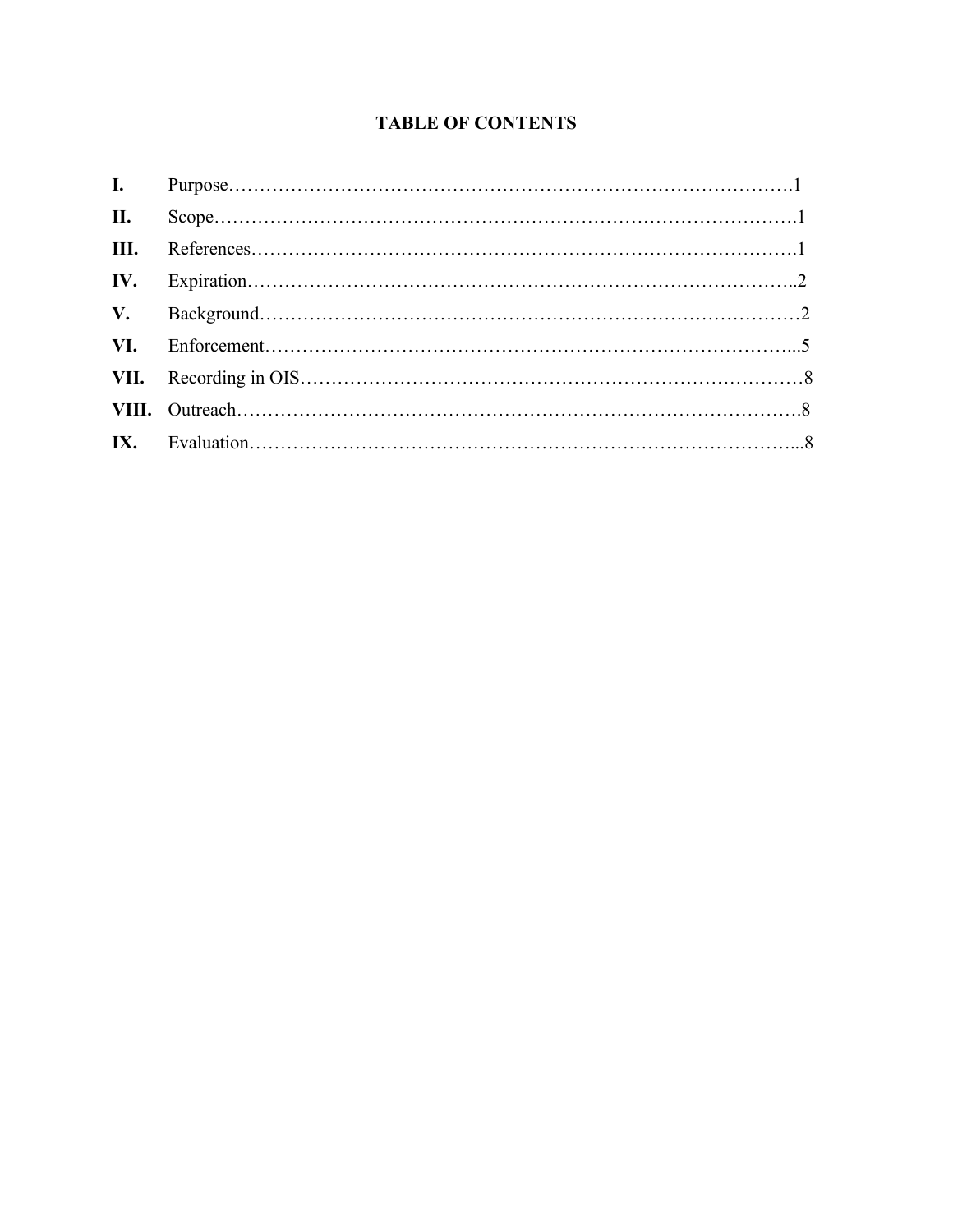# TABLE OF CONTENTS

| | | |
|---|---|---|
| **I.** | Purpose | 1 |
| **II.** | Scope | 1 |
| **III.** | References | 1 |
| **IV.** | Expiration | 2 |
| **V.** | Background | 2 |
| **VI.** | Enforcement | 5 |
| **VII.** | Recording in OIS | 8 |
| **VIII.** | Outreach | 8 |
| **IX.** | Evaluation | 8 |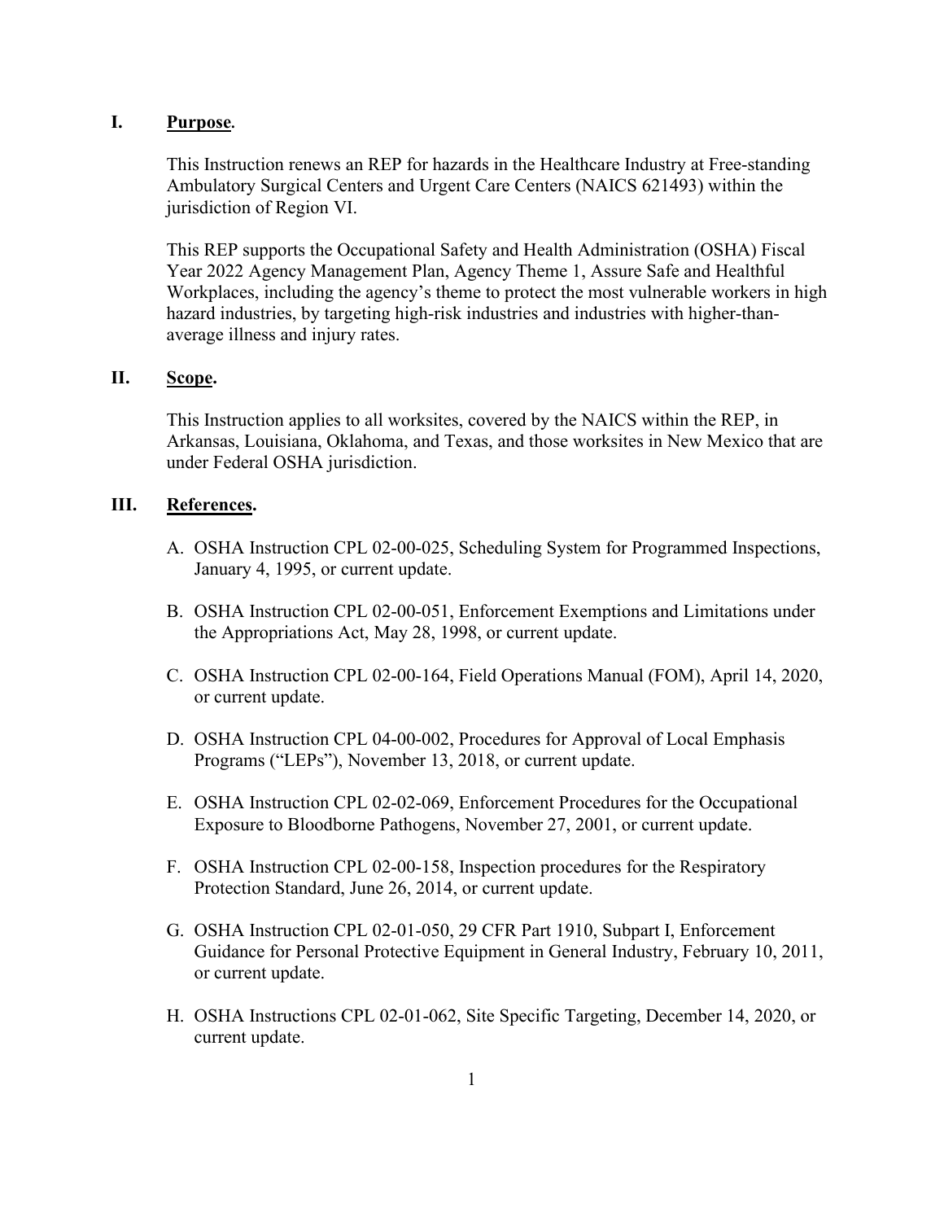## I. Purpose.

This Instruction renews an REP for hazards in the Healthcare Industry at Free-standing Ambulatory Surgical Centers and Urgent Care Centers (NAICS 621493) within the jurisdiction of Region VI.

This REP supports the Occupational Safety and Health Administration (OSHA) Fiscal Year 2022 Agency Management Plan, Agency Theme 1, Assure Safe and Healthful Workplaces, including the agency's theme to protect the most vulnerable workers in high hazard industries, by targeting high-risk industries and industries with higher-than-average illness and injury rates.

## II. Scope.

This Instruction applies to all worksites, covered by the NAICS within the REP, in Arkansas, Louisiana, Oklahoma, and Texas, and those worksites in New Mexico that are under Federal OSHA jurisdiction.

## III. References.

A. OSHA Instruction CPL 02-00-025, Scheduling System for Programmed Inspections, January 4, 1995, or current update.

B. OSHA Instruction CPL 02-00-051, Enforcement Exemptions and Limitations under the Appropriations Act, May 28, 1998, or current update.

C. OSHA Instruction CPL 02-00-164, Field Operations Manual (FOM), April 14, 2020, or current update.

D. OSHA Instruction CPL 04-00-002, Procedures for Approval of Local Emphasis Programs ("LEPs"), November 13, 2018, or current update.

E. OSHA Instruction CPL 02-02-069, Enforcement Procedures for the Occupational Exposure to Bloodborne Pathogens, November 27, 2001, or current update.

F. OSHA Instruction CPL 02-00-158, Inspection procedures for the Respiratory Protection Standard, June 26, 2014, or current update.

G. OSHA Instruction CPL 02-01-050, 29 CFR Part 1910, Subpart I, Enforcement Guidance for Personal Protective Equipment in General Industry, February 10, 2011, or current update.

H. OSHA Instructions CPL 02-01-062, Site Specific Targeting, December 14, 2020, or current update.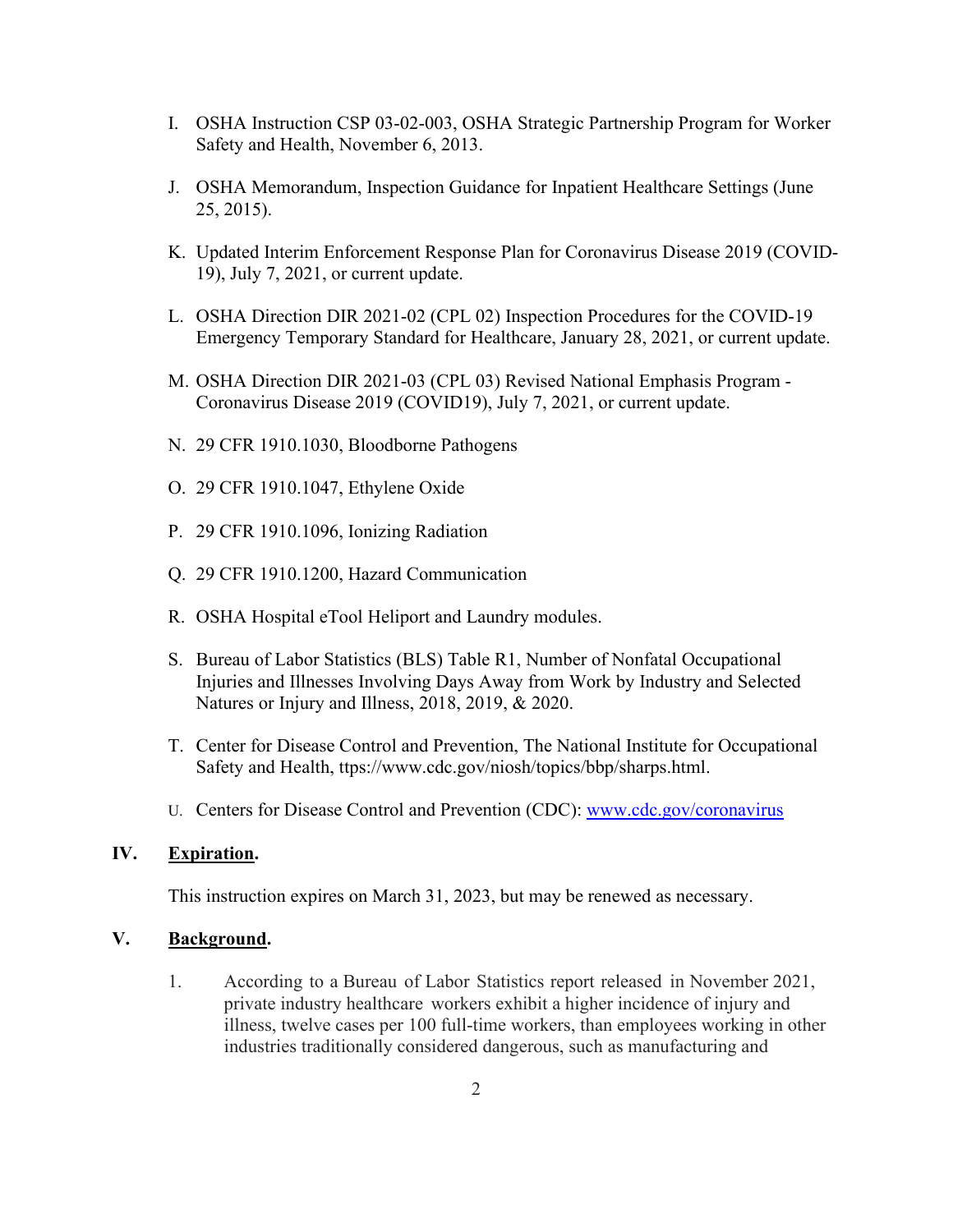I. OSHA Instruction CSP 03-02-003, OSHA Strategic Partnership Program for Worker Safety and Health, November 6, 2013.

J. OSHA Memorandum, Inspection Guidance for Inpatient Healthcare Settings (June 25, 2015).

K. Updated Interim Enforcement Response Plan for Coronavirus Disease 2019 (COVID-19), July 7, 2021, or current update.

L. OSHA Direction DIR 2021-02 (CPL 02) Inspection Procedures for the COVID-19 Emergency Temporary Standard for Healthcare, January 28, 2021, or current update.

M. OSHA Direction DIR 2021-03 (CPL 03) Revised National Emphasis Program - Coronavirus Disease 2019 (COVID19), July 7, 2021, or current update.

N. 29 CFR 1910.1030, Bloodborne Pathogens

O. 29 CFR 1910.1047, Ethylene Oxide

P. 29 CFR 1910.1096, Ionizing Radiation

Q. 29 CFR 1910.1200, Hazard Communication

R. OSHA Hospital eTool Heliport and Laundry modules.

S. Bureau of Labor Statistics (BLS) Table R1, Number of Nonfatal Occupational Injuries and Illnesses Involving Days Away from Work by Industry and Selected Natures or Injury and Illness, 2018, 2019, & 2020.

T. Center for Disease Control and Prevention, The National Institute for Occupational Safety and Health, ttps://www.cdc.gov/niosh/topics/bbp/sharps.html.

U. Centers for Disease Control and Prevention (CDC): [www.cdc.gov/coronavirus](www.cdc.gov/coronavirus)

## IV. Expiration.

This instruction expires on March 31, 2023, but may be renewed as necessary.

## V. Background.

1. According to a Bureau of Labor Statistics report released in November 2021, private industry healthcare workers exhibit a higher incidence of injury and illness, twelve cases per 100 full-time workers, than employees working in other industries traditionally considered dangerous, such as manufacturing and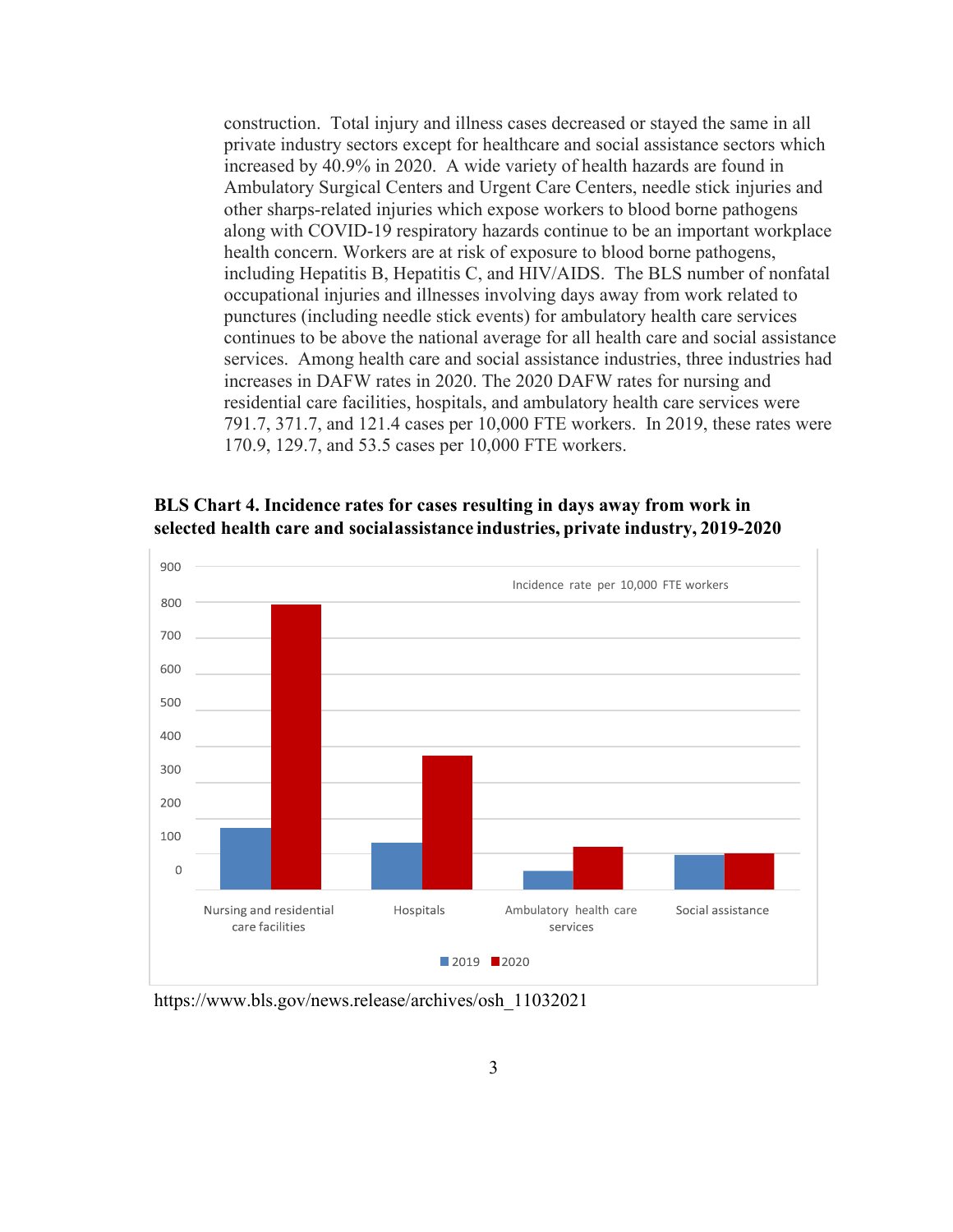construction. Total injury and illness cases decreased or stayed the same in all private industry sectors except for healthcare and social assistance sectors which increased by 40.9% in 2020. A wide variety of health hazards are found in Ambulatory Surgical Centers and Urgent Care Centers, needle stick injuries and other sharps-related injuries which expose workers to blood borne pathogens along with COVID-19 respiratory hazards continue to be an important workplace health concern. Workers are at risk of exposure to blood borne pathogens, including Hepatitis B, Hepatitis C, and HIV/AIDS. The BLS number of nonfatal occupational injuries and illnesses involving days away from work related to punctures (including needle stick events) for ambulatory health care services continues to be above the national average for all health care and social assistance services. Among health care and social assistance industries, three industries had increases in DAFW rates in 2020. The 2020 DAFW rates for nursing and residential care facilities, hospitals, and ambulatory health care services were 791.7, 371.7, and 121.4 cases per 10,000 FTE workers. In 2019, these rates were 170.9, 129.7, and 53.5 cases per 10,000 FTE workers.

**BLS Chart 4. Incidence rates for cases resulting in days away from work in selected health care and social assistance industries, private industry, 2019-2020**

Incidence rate per 10,000 FTE workers

Nursing and residential care facilities · Hospitals · Ambulatory health care services · Social assistance

2019 · 2020

https://www.bls.gov/news.release/archives/osh_11032021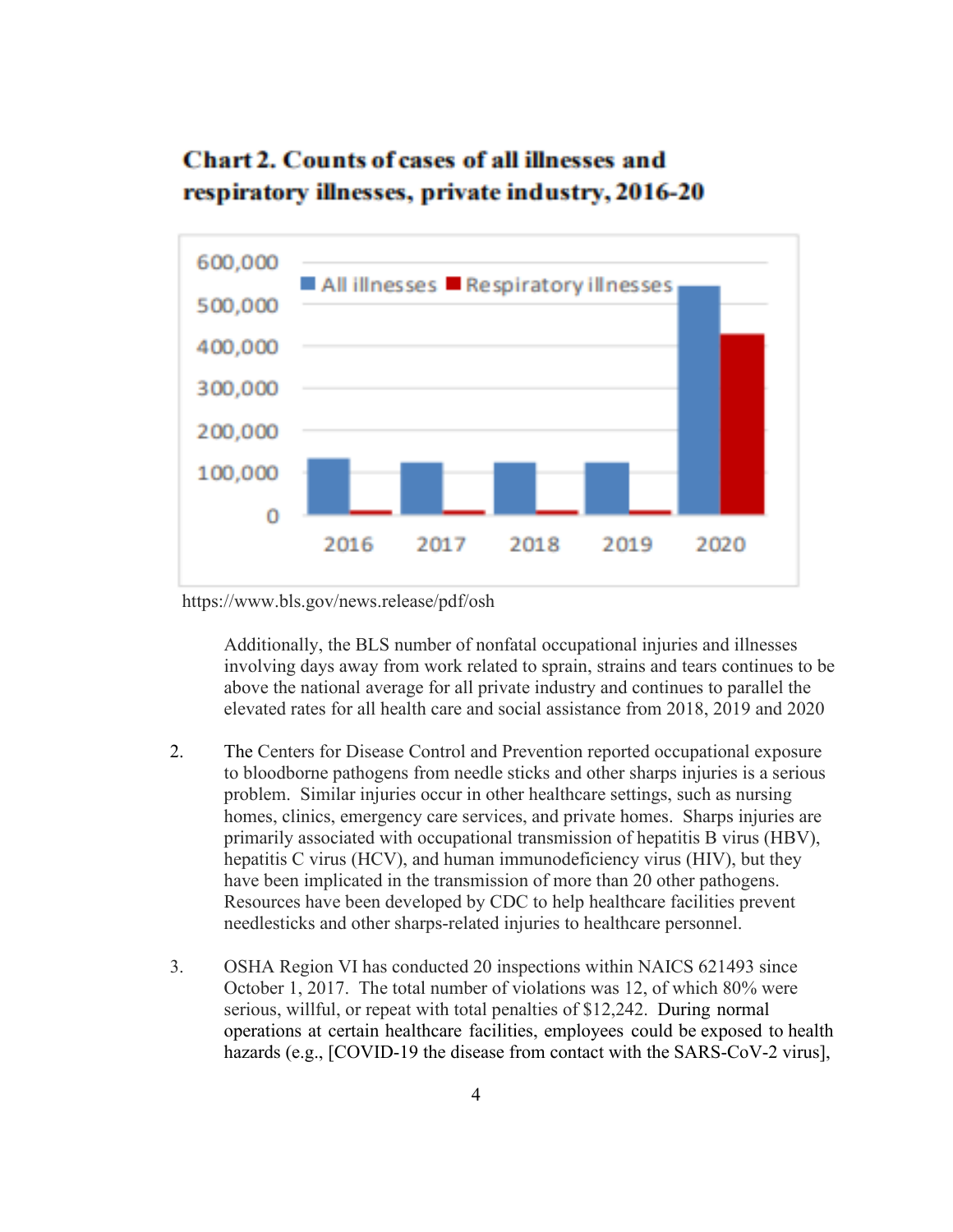**Chart 2. Counts of cases of all illnesses and respiratory illnesses, private industry, 2016-20**

https://www.bls.gov/news.release/pdf/osh

Additionally, the BLS number of nonfatal occupational injuries and illnesses involving days away from work related to sprain, strains and tears continues to be above the national average for all private industry and continues to parallel the elevated rates for all health care and social assistance from 2018, 2019 and 2020

2. The Centers for Disease Control and Prevention reported occupational exposure to bloodborne pathogens from needle sticks and other sharps injuries is a serious problem. Similar injuries occur in other healthcare settings, such as nursing homes, clinics, emergency care services, and private homes. Sharps injuries are primarily associated with occupational transmission of hepatitis B virus (HBV), hepatitis C virus (HCV), and human immunodeficiency virus (HIV), but they have been implicated in the transmission of more than 20 other pathogens. Resources have been developed by CDC to help healthcare facilities prevent needlesticks and other sharps-related injuries to healthcare personnel.

3. OSHA Region VI has conducted 20 inspections within NAICS 621493 since October 1, 2017. The total number of violations was 12, of which 80% were serious, willful, or repeat with total penalties of $12,242. During normal operations at certain healthcare facilities, employees could be exposed to health hazards (e.g., [COVID-19 the disease from contact with the SARS-CoV-2 virus],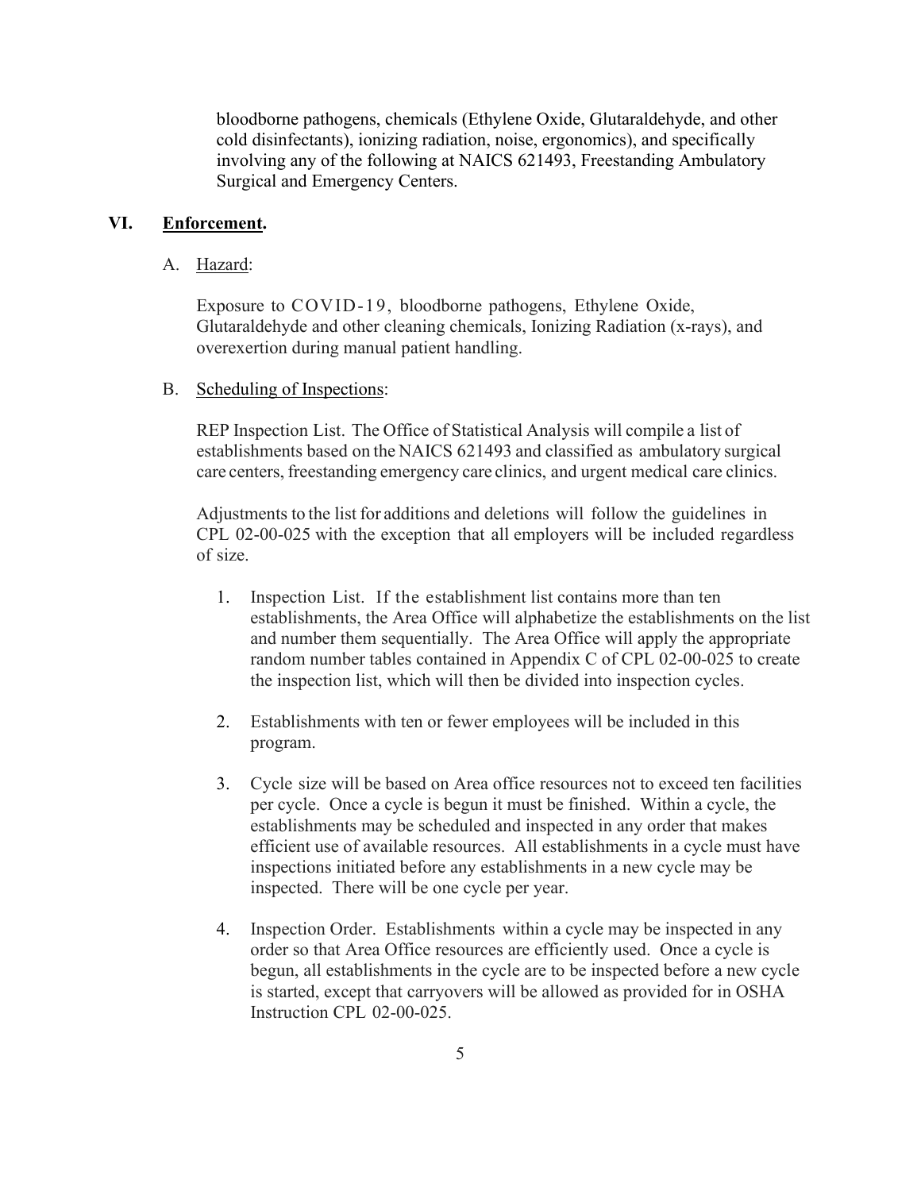bloodborne pathogens, chemicals (Ethylene Oxide, Glutaraldehyde, and other cold disinfectants), ionizing radiation, noise, ergonomics), and specifically involving any of the following at NAICS 621493, Freestanding Ambulatory Surgical and Emergency Centers.

## VI. **Enforcement.**

A. Hazard:

Exposure to COVID-19, bloodborne pathogens, Ethylene Oxide, Glutaraldehyde and other cleaning chemicals, Ionizing Radiation (x-rays), and overexertion during manual patient handling.

B. Scheduling of Inspections:

REP Inspection List. The Office of Statistical Analysis will compile a list of establishments based on the NAICS 621493 and classified as ambulatory surgical care centers, freestanding emergency care clinics, and urgent medical care clinics.

Adjustments to the list for additions and deletions will follow the guidelines in CPL 02-00-025 with the exception that all employers will be included regardless of size.

1. Inspection List. If the establishment list contains more than ten establishments, the Area Office will alphabetize the establishments on the list and number them sequentially. The Area Office will apply the appropriate random number tables contained in Appendix C of CPL 02-00-025 to create the inspection list, which will then be divided into inspection cycles.

2. Establishments with ten or fewer employees will be included in this program.

3. Cycle size will be based on Area office resources not to exceed ten facilities per cycle. Once a cycle is begun it must be finished. Within a cycle, the establishments may be scheduled and inspected in any order that makes efficient use of available resources. All establishments in a cycle must have inspections initiated before any establishments in a new cycle may be inspected. There will be one cycle per year.

4. Inspection Order. Establishments within a cycle may be inspected in any order so that Area Office resources are efficiently used. Once a cycle is begun, all establishments in the cycle are to be inspected before a new cycle is started, except that carryovers will be allowed as provided for in OSHA Instruction CPL 02-00-025.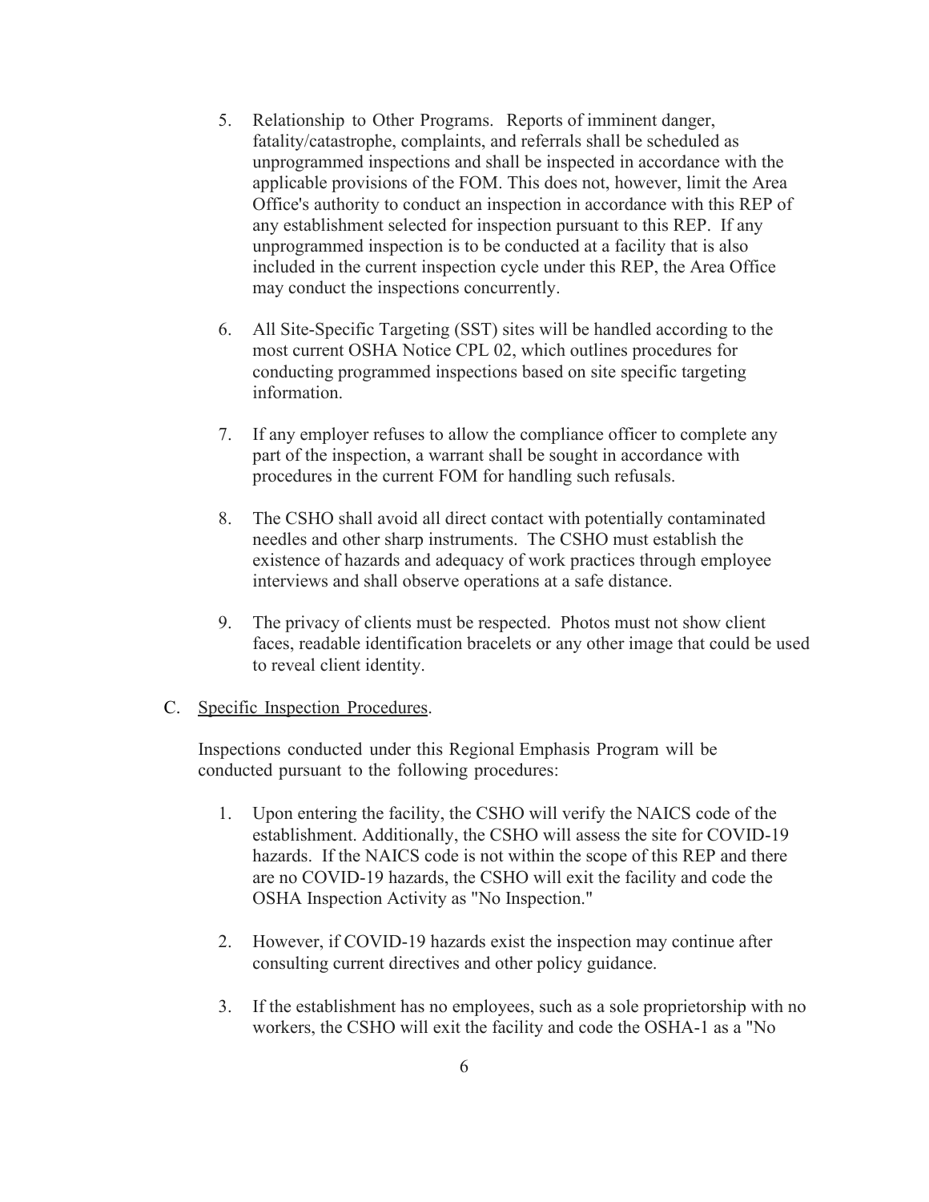5. Relationship to Other Programs. Reports of imminent danger, fatality/catastrophe, complaints, and referrals shall be scheduled as unprogrammed inspections and shall be inspected in accordance with the applicable provisions of the FOM. This does not, however, limit the Area Office's authority to conduct an inspection in accordance with this REP of any establishment selected for inspection pursuant to this REP. If any unprogrammed inspection is to be conducted at a facility that is also included in the current inspection cycle under this REP, the Area Office may conduct the inspections concurrently.

6. All Site-Specific Targeting (SST) sites will be handled according to the most current OSHA Notice CPL 02, which outlines procedures for conducting programmed inspections based on site specific targeting information.

7. If any employer refuses to allow the compliance officer to complete any part of the inspection, a warrant shall be sought in accordance with procedures in the current FOM for handling such refusals.

8. The CSHO shall avoid all direct contact with potentially contaminated needles and other sharp instruments. The CSHO must establish the existence of hazards and adequacy of work practices through employee interviews and shall observe operations at a safe distance.

9. The privacy of clients must be respected. Photos must not show client faces, readable identification bracelets or any other image that could be used to reveal client identity.

C. Specific Inspection Procedures.

Inspections conducted under this Regional Emphasis Program will be conducted pursuant to the following procedures:

1. Upon entering the facility, the CSHO will verify the NAICS code of the establishment. Additionally, the CSHO will assess the site for COVID-19 hazards. If the NAICS code is not within the scope of this REP and there are no COVID-19 hazards, the CSHO will exit the facility and code the OSHA Inspection Activity as "No Inspection."

2. However, if COVID-19 hazards exist the inspection may continue after consulting current directives and other policy guidance.

3. If the establishment has no employees, such as a sole proprietorship with no workers, the CSHO will exit the facility and code the OSHA-1 as a "No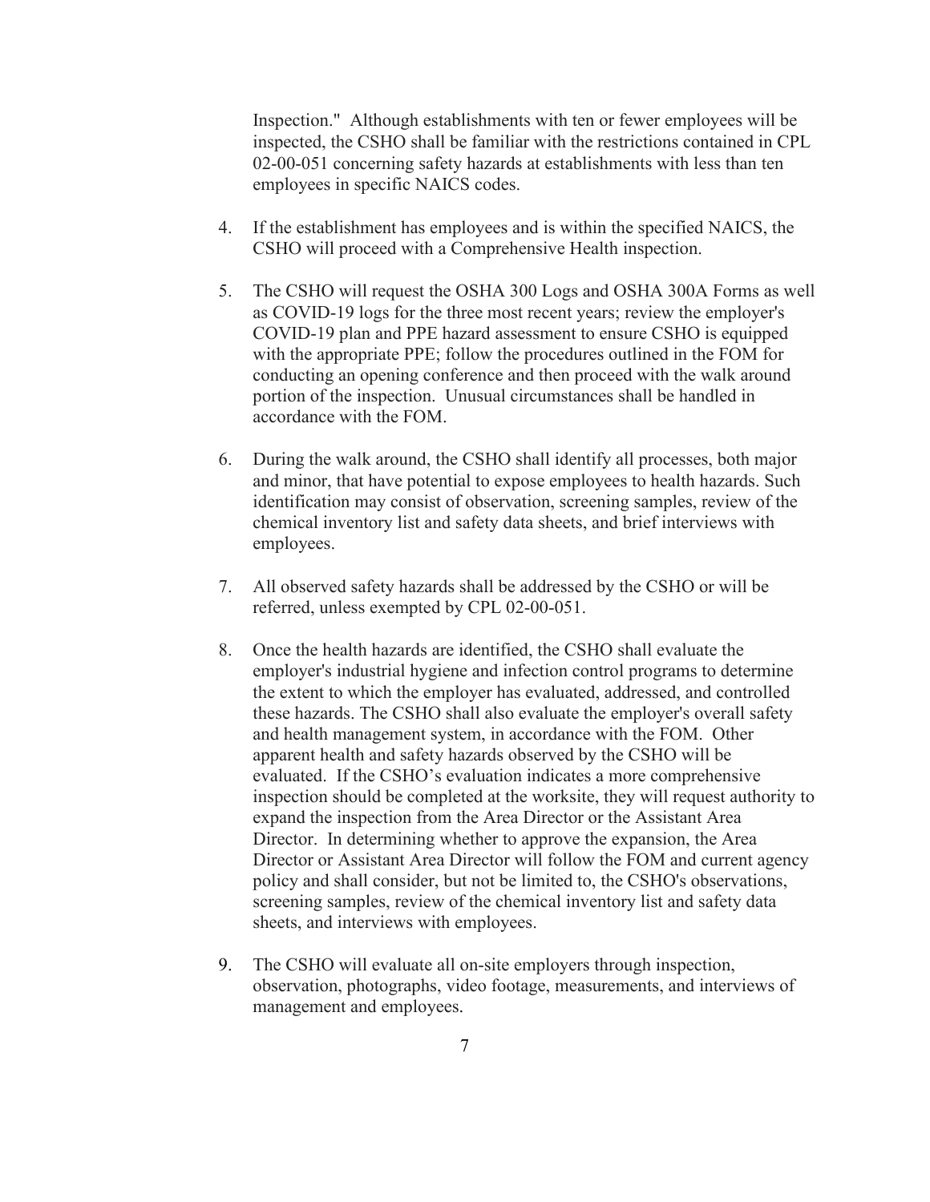Inspection." Although establishments with ten or fewer employees will be inspected, the CSHO shall be familiar with the restrictions contained in CPL 02-00-051 concerning safety hazards at establishments with less than ten employees in specific NAICS codes.

4. If the establishment has employees and is within the specified NAICS, the CSHO will proceed with a Comprehensive Health inspection.

5. The CSHO will request the OSHA 300 Logs and OSHA 300A Forms as well as COVID-19 logs for the three most recent years; review the employer's COVID-19 plan and PPE hazard assessment to ensure CSHO is equipped with the appropriate PPE; follow the procedures outlined in the FOM for conducting an opening conference and then proceed with the walk around portion of the inspection. Unusual circumstances shall be handled in accordance with the FOM.

6. During the walk around, the CSHO shall identify all processes, both major and minor, that have potential to expose employees to health hazards. Such identification may consist of observation, screening samples, review of the chemical inventory list and safety data sheets, and brief interviews with employees.

7. All observed safety hazards shall be addressed by the CSHO or will be referred, unless exempted by CPL 02-00-051.

8. Once the health hazards are identified, the CSHO shall evaluate the employer's industrial hygiene and infection control programs to determine the extent to which the employer has evaluated, addressed, and controlled these hazards. The CSHO shall also evaluate the employer's overall safety and health management system, in accordance with the FOM. Other apparent health and safety hazards observed by the CSHO will be evaluated. If the CSHO's evaluation indicates a more comprehensive inspection should be completed at the worksite, they will request authority to expand the inspection from the Area Director or the Assistant Area Director. In determining whether to approve the expansion, the Area Director or Assistant Area Director will follow the FOM and current agency policy and shall consider, but not be limited to, the CSHO's observations, screening samples, review of the chemical inventory list and safety data sheets, and interviews with employees.

9. The CSHO will evaluate all on-site employers through inspection, observation, photographs, video footage, measurements, and interviews of management and employees.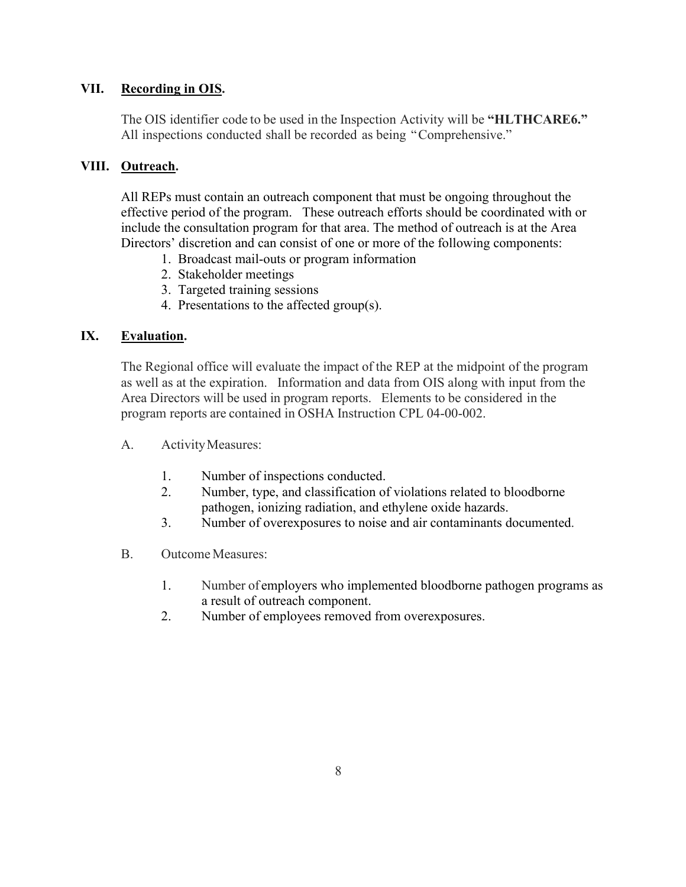## VII. Recording in OIS.

The OIS identifier code to be used in the Inspection Activity will be **"HLTHCARE6."** All inspections conducted shall be recorded as being "Comprehensive."

## VIII. Outreach.

All REPs must contain an outreach component that must be ongoing throughout the effective period of the program. These outreach efforts should be coordinated with or include the consultation program for that area. The method of outreach is at the Area Directors' discretion and can consist of one or more of the following components:

1. Broadcast mail-outs or program information
2. Stakeholder meetings
3. Targeted training sessions
4. Presentations to the affected group(s).

## IX. Evaluation.

The Regional office will evaluate the impact of the REP at the midpoint of the program as well as at the expiration. Information and data from OIS along with input from the Area Directors will be used in program reports. Elements to be considered in the program reports are contained in OSHA Instruction CPL 04-00-002.

A. Activity Measures:

1. Number of inspections conducted.
2. Number, type, and classification of violations related to bloodborne pathogen, ionizing radiation, and ethylene oxide hazards.
3. Number of overexposures to noise and air contaminants documented.

B. Outcome Measures:

1. Number of employers who implemented bloodborne pathogen programs as a result of outreach component.
2. Number of employees removed from overexposures.